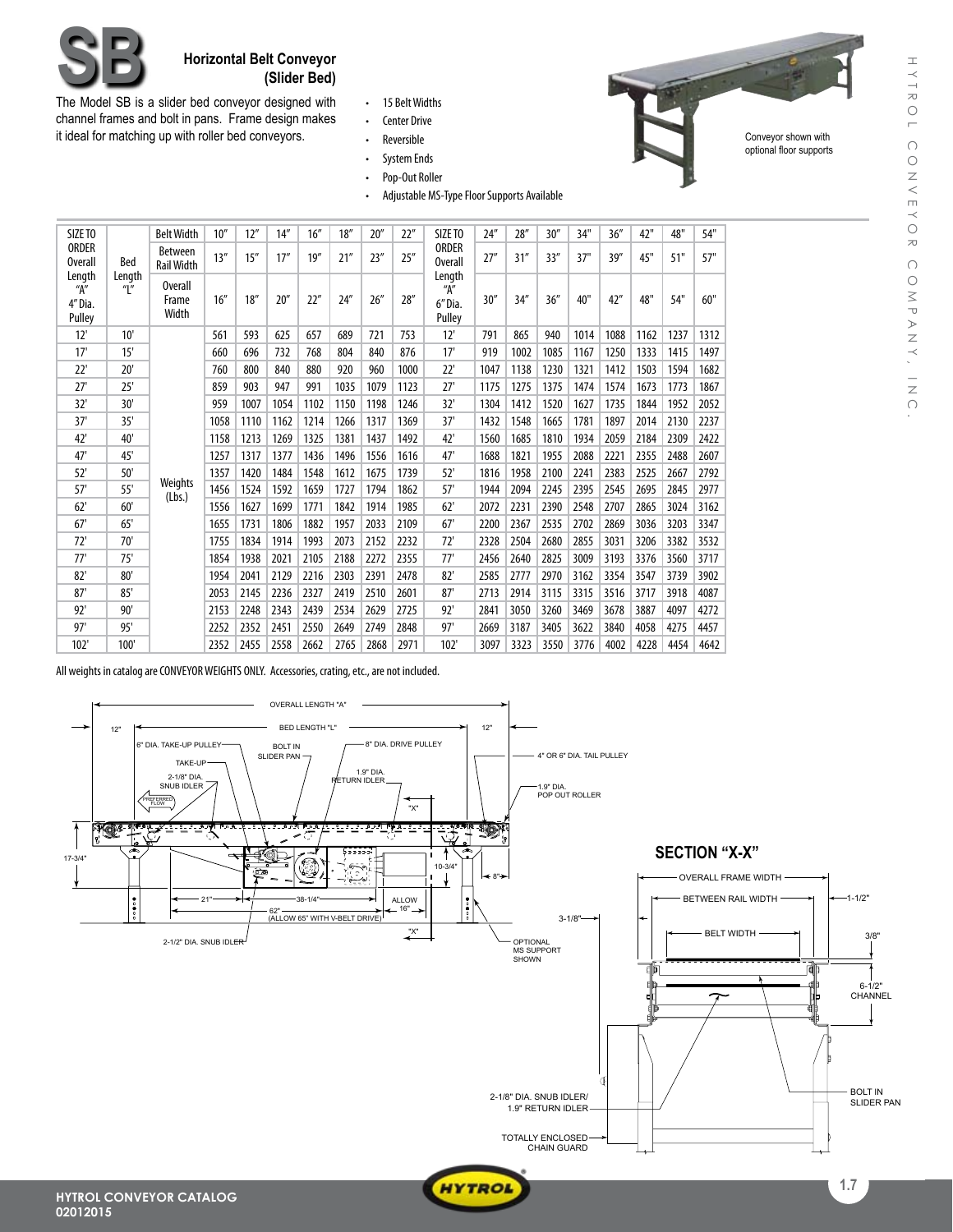# SB

## Horizontal Belt Conveyor (Slider Bed)

The Model SB is a slider bed conveyor designed with channel frames and bolt in pans. Frame design makes it ideal for matching up with roller bed conveyors.

- 15 Belt Widths
- Center Drive
- Reversible
- System Ends
- Pop-Out Roller
- Adjustable MS-Type Floor Supports Available

Conveyor shown with optional floor supports

| SIZE TO ORDER Overall Length "A" 4" Dia. Pulley | Bed Length "L" | Belt Width | 10" | 12" | 14" | 16" | 18" | 20" | 22" | SIZE TO ORDER Overall Length "A" 6" Dia. Pulley | 24" | 28" | 30" | 34" | 36" | 42" | 48" | 54" |
|---|---|---|---|---|---|---|---|---|---|---|---|---|---|---|---|---|---|---|
| | | Between Rail Width | 13" | 15" | 17" | 19" | 21" | 23" | 25" | | 27" | 31" | 33" | 37" | 39" | 45" | 51" | 57" |
| | | Overall Frame Width | 16" | 18" | 20" | 22" | 24" | 26" | 28" | | 30" | 34" | 36" | 40" | 42" | 48" | 54" | 60" |
| 12' | 10' | Weights (Lbs.) | 561 | 593 | 625 | 657 | 689 | 721 | 753 | 12' | 791 | 865 | 940 | 1014 | 1088 | 1162 | 1237 | 1312 |
| 17' | 15' | | 660 | 696 | 732 | 768 | 804 | 840 | 876 | 17' | 919 | 1002 | 1085 | 1167 | 1250 | 1333 | 1415 | 1497 |
| 22' | 20' | | 760 | 800 | 840 | 880 | 920 | 960 | 1000 | 22' | 1047 | 1138 | 1230 | 1321 | 1412 | 1503 | 1594 | 1682 |
| 27' | 25' | | 859 | 903 | 947 | 991 | 1035 | 1079 | 1123 | 27' | 1175 | 1275 | 1375 | 1474 | 1574 | 1673 | 1773 | 1867 |
| 32' | 30' | | 959 | 1007 | 1054 | 1102 | 1150 | 1198 | 1246 | 32' | 1304 | 1412 | 1520 | 1627 | 1735 | 1844 | 1952 | 2052 |
| 37' | 35' | | 1058 | 1110 | 1162 | 1214 | 1266 | 1317 | 1369 | 37' | 1432 | 1548 | 1665 | 1781 | 1897 | 2014 | 2130 | 2237 |
| 42' | 40' | | 1158 | 1213 | 1269 | 1325 | 1381 | 1437 | 1492 | 42' | 1560 | 1685 | 1810 | 1934 | 2059 | 2184 | 2309 | 2422 |
| 47' | 45' | | 1257 | 1317 | 1377 | 1436 | 1496 | 1556 | 1616 | 47' | 1688 | 1821 | 1955 | 2088 | 2221 | 2355 | 2488 | 2607 |
| 52' | 50' | | 1357 | 1420 | 1484 | 1548 | 1612 | 1675 | 1739 | 52' | 1816 | 1958 | 2100 | 2241 | 2383 | 2525 | 2667 | 2792 |
| 57' | 55' | | 1456 | 1524 | 1592 | 1659 | 1727 | 1794 | 1862 | 57' | 1944 | 2094 | 2245 | 2395 | 2545 | 2695 | 2845 | 2977 |
| 62' | 60' | | 1556 | 1627 | 1699 | 1771 | 1842 | 1914 | 1985 | 62' | 2072 | 2231 | 2390 | 2548 | 2707 | 2865 | 3024 | 3162 |
| 67' | 65' | | 1655 | 1731 | 1806 | 1882 | 1957 | 2033 | 2109 | 67' | 2200 | 2367 | 2535 | 2702 | 2869 | 3036 | 3203 | 3347 |
| 72' | 70' | | 1755 | 1834 | 1914 | 1993 | 2073 | 2152 | 2232 | 72' | 2328 | 2504 | 2680 | 2855 | 3031 | 3206 | 3382 | 3532 |
| 77' | 75' | | 1854 | 1938 | 2021 | 2105 | 2188 | 2272 | 2355 | 77' | 2456 | 2640 | 2825 | 3009 | 3193 | 3376 | 3560 | 3717 |
| 82' | 80' | | 1954 | 2041 | 2129 | 2216 | 2303 | 2391 | 2478 | 82' | 2585 | 2777 | 2970 | 3162 | 3354 | 3547 | 3739 | 3902 |
| 87' | 85' | | 2053 | 2145 | 2236 | 2327 | 2419 | 2510 | 2601 | 87' | 2713 | 2914 | 3115 | 3315 | 3516 | 3717 | 3918 | 4087 |
| 92' | 90' | | 2153 | 2248 | 2343 | 2439 | 2534 | 2629 | 2725 | 92' | 2841 | 3050 | 3260 | 3469 | 3678 | 3887 | 4097 | 4272 |
| 97' | 95' | | 2252 | 2352 | 2451 | 2550 | 2649 | 2749 | 2848 | 97' | 2669 | 3187 | 3405 | 3622 | 3840 | 4058 | 4275 | 4457 |
| 102' | 100' | | 2352 | 2455 | 2558 | 2662 | 2765 | 2868 | 2971 | 102' | 3097 | 3323 | 3550 | 3776 | 4002 | 4228 | 4454 | 4642 |

All weights in catalog are CONVEYOR WEIGHTS ONLY. Accessories, crating, etc., are not included.

OVERALL LENGTH "A" · BED LENGTH "L" · 12" · 12" · 6" DIA. TAKE-UP PULLEY · BOLT IN SLIDER PAN · 8" DIA. DRIVE PULLEY · 4" OR 6" DIA. TAIL PULLEY · TAKE-UP · 2-1/8" DIA. SNUB IDLER · 1.9" DIA. RETURN IDLER · 1.9" DIA. POP OUT ROLLER · PREFERRED FLOW · "X" · 17-3/4" · 10-3/4" · 8" · 21" · 38-1/4" · 62" (ALLOW 65" WITH V-BELT DRIVE) · ALLOW 16" · 2-1/2" DIA. SNUB IDLER · OPTIONAL MS SUPPORT SHOWN

### SECTION "X-X"

OVERALL FRAME WIDTH · BETWEEN RAIL WIDTH · 1-1/2" · BELT WIDTH · 3-1/8" · 3/8" · 6-1/2" CHANNEL · 2-1/8" DIA. SNUB IDLER/ 1.9" RETURN IDLER · BOLT IN SLIDER PAN · TOTALLY ENCLOSED CHAIN GUARD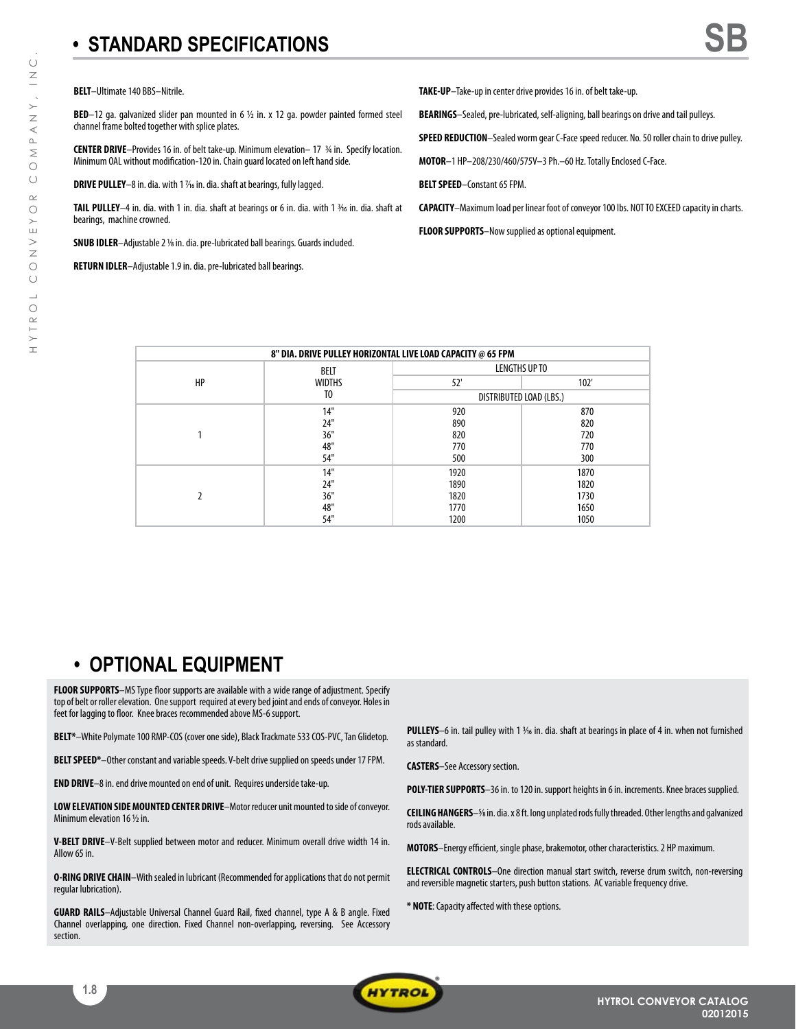# • STANDARD SPECIFICATIONS

## SB

**BELT**–Ultimate 140 BBS–Nitrile.

**BED**–12 ga. galvanized slider pan mounted in 6 ½ in. x 12 ga. powder painted formed steel channel frame bolted together with splice plates.

**CENTER DRIVE**–Provides 16 in. of belt take-up. Minimum elevation– 17 ¾ in. Specify location. Minimum OAL without modification-120 in. Chain guard located on left hand side.

**DRIVE PULLEY**–8 in. dia. with 1 7⁄16 in. dia. shaft at bearings, fully lagged.

**TAIL PULLEY**–4 in. dia. with 1 in. dia. shaft at bearings or 6 in. dia. with 1 3⁄16 in. dia. shaft at bearings, machine crowned.

**SNUB IDLER**–Adjustable 2 ⅛ in. dia. pre-lubricated ball bearings. Guards included.

**RETURN IDLER**–Adjustable 1.9 in. dia. pre-lubricated ball bearings.

**TAKE-UP**–Take-up in center drive provides 16 in. of belt take-up.

**BEARINGS**–Sealed, pre-lubricated, self-aligning, ball bearings on drive and tail pulleys.

**SPEED REDUCTION**–Sealed worm gear C-Face speed reducer. No. 50 roller chain to drive pulley.

**MOTOR**–1 HP–208/230/460/575V–3 Ph.–60 Hz. Totally Enclosed C-Face.

**BELT SPEED**–Constant 65 FPM.

**CAPACITY**–Maximum load per linear foot of conveyor 100 lbs. NOT TO EXCEED capacity in charts.

**FLOOR SUPPORTS**–Now supplied as optional equipment.

| 8" DIA. DRIVE PULLEY HORIZONTAL LIVE LOAD CAPACITY @ 65 FPM | | | |
|---|---|---|---|
| HP | BELT WIDTHS TO | LENGTHS UP TO | |
| | | 52' | 102' |
| | | DISTRIBUTED LOAD (LBS.) | |
| 1 | 14" | 920 | 870 |
| | 24" | 890 | 820 |
| | 36" | 820 | 720 |
| | 48" | 770 | 770 |
| | 54" | 500 | 300 |
| 2 | 14" | 1920 | 1870 |
| | 24" | 1890 | 1820 |
| | 36" | 1820 | 1730 |
| | 48" | 1770 | 1650 |
| | 54" | 1200 | 1050 |

# • OPTIONAL EQUIPMENT

**FLOOR SUPPORTS**–MS Type floor supports are available with a wide range of adjustment. Specify top of belt or roller elevation. One support required at every bed joint and ends of conveyor. Holes in feet for lagging to floor. Knee braces recommended above MS-6 support.

**BELT***–White Polymate 100 RMP-COS (cover one side), Black Trackmate 533 COS-PVC, Tan Glidetop.

**BELT SPEED***–Other constant and variable speeds. V-belt drive supplied on speeds under 17 FPM.

**END DRIVE**–8 in. end drive mounted on end of unit. Requires underside take-up.

**LOW ELEVATION SIDE MOUNTED CENTER DRIVE**–Motor reducer unit mounted to side of conveyor. Minimum elevation 16 ½ in.

**V-BELT DRIVE**–V-Belt supplied between motor and reducer. Minimum overall drive width 14 in. Allow 65 in.

**O-RING DRIVE CHAIN**–With sealed in lubricant (Recommended for applications that do not permit regular lubrication).

**GUARD RAILS**–Adjustable Universal Channel Guard Rail, fixed channel, type A & B angle. Fixed Channel overlapping, one direction. Fixed Channel non-overlapping, reversing. See Accessory section.

**PULLEYS**–6 in. tail pulley with 1 3⁄16 in. dia. shaft at bearings in place of 4 in. when not furnished as standard.

**CASTERS**–See Accessory section.

**POLY-TIER SUPPORTS**–36 in. to 120 in. support heights in 6 in. increments. Knee braces supplied.

**CEILING HANGERS**–⅝ in. dia. x 8 ft. long unplated rods fully threaded. Other lengths and galvanized rods available.

**MOTORS**–Energy efficient, single phase, brakemotor, other characteristics. 2 HP maximum.

**ELECTRICAL CONTROLS**–One direction manual start switch, reverse drum switch, non-reversing and reversible magnetic starters, push button stations. AC variable frequency drive.

*** NOTE**: Capacity affected with these options.